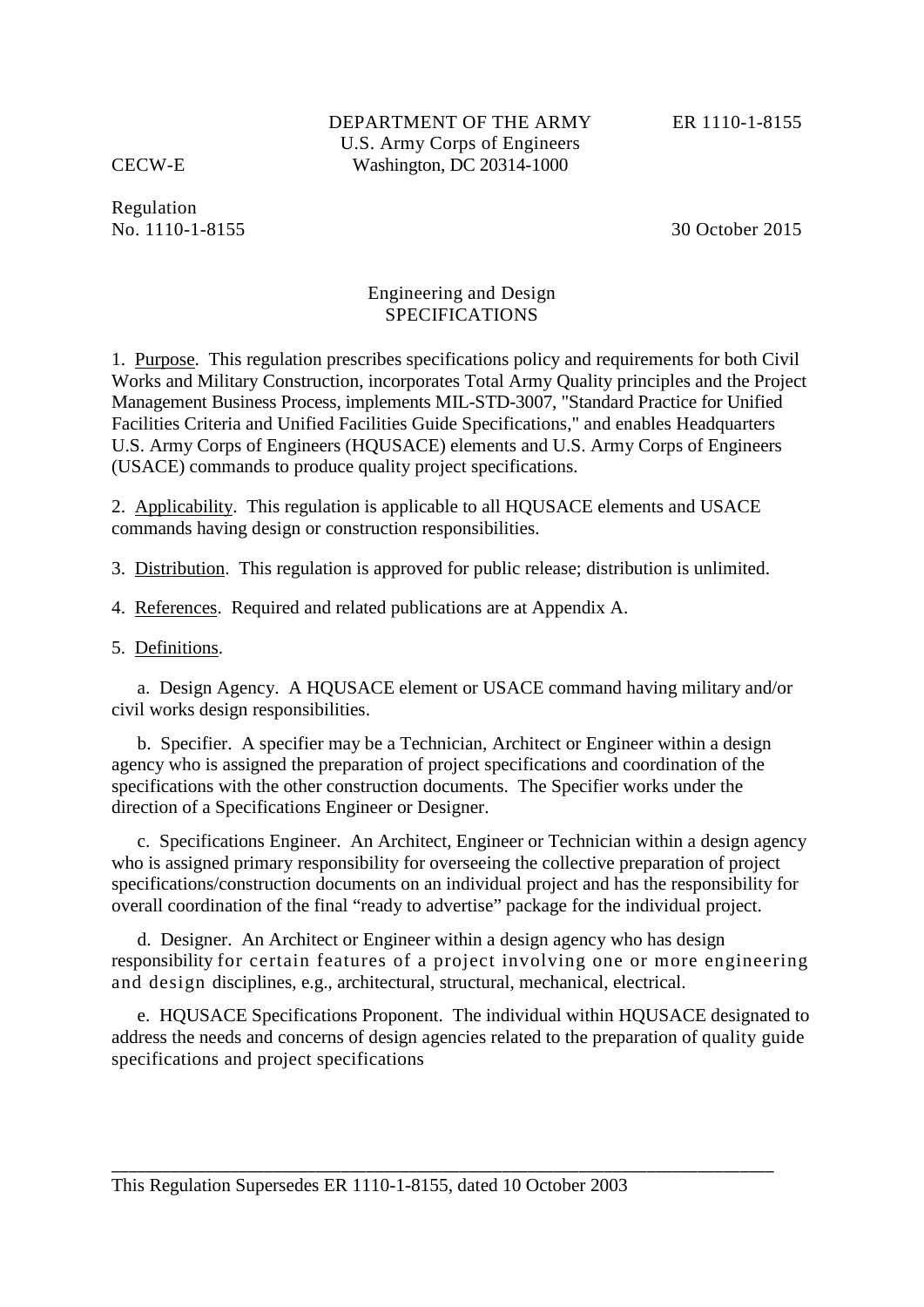DEPARTMENT OF THE ARMY
U.S. Army Corps of Engineers
Washington, DC 20314-1000

ER 1110-1-8155

CECW-E

Regulation
No. 1110-1-8155

30 October 2015

# Engineering and Design
# SPECIFICATIONS

1. Purpose. This regulation prescribes specifications policy and requirements for both Civil Works and Military Construction, incorporates Total Army Quality principles and the Project Management Business Process, implements MIL-STD-3007, "Standard Practice for Unified Facilities Criteria and Unified Facilities Guide Specifications," and enables Headquarters U.S. Army Corps of Engineers (HQUSACE) elements and U.S. Army Corps of Engineers (USACE) commands to produce quality project specifications.

2. Applicability. This regulation is applicable to all HQUSACE elements and USACE commands having design or construction responsibilities.

3. Distribution. This regulation is approved for public release; distribution is unlimited.

4. References. Required and related publications are at Appendix A.

5. Definitions.

a. Design Agency. A HQUSACE element or USACE command having military and/or civil works design responsibilities.

b. Specifier. A specifier may be a Technician, Architect or Engineer within a design agency who is assigned the preparation of project specifications and coordination of the specifications with the other construction documents. The Specifier works under the direction of a Specifications Engineer or Designer.

c. Specifications Engineer. An Architect, Engineer or Technician within a design agency who is assigned primary responsibility for overseeing the collective preparation of project specifications/construction documents on an individual project and has the responsibility for overall coordination of the final "ready to advertise" package for the individual project.

d. Designer. An Architect or Engineer within a design agency who has design responsibility for certain features of a project involving one or more engineering and design disciplines, e.g., architectural, structural, mechanical, electrical.

e. HQUSACE Specifications Proponent. The individual within HQUSACE designated to address the needs and concerns of design agencies related to the preparation of quality guide specifications and project specifications

This Regulation Supersedes ER 1110-1-8155, dated 10 October 2003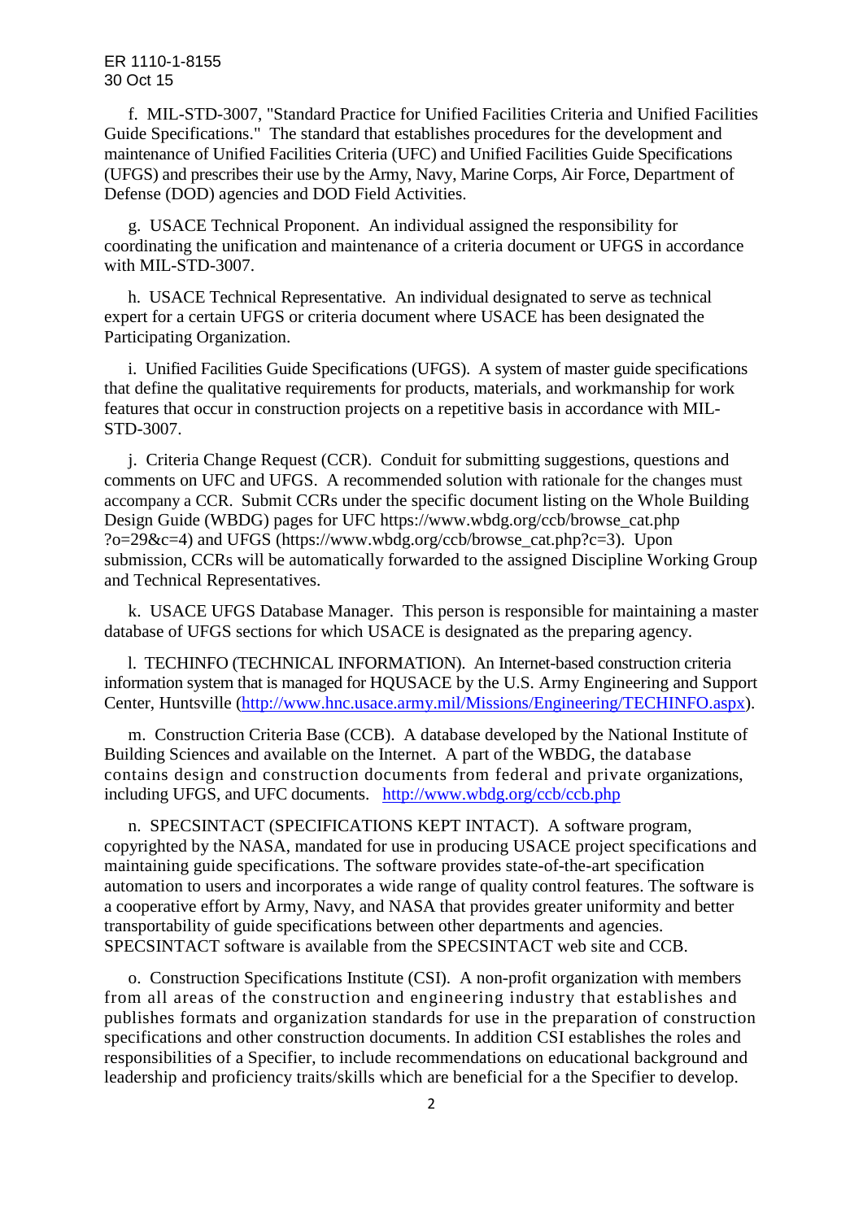f. MIL-STD-3007, "Standard Practice for Unified Facilities Criteria and Unified Facilities Guide Specifications." The standard that establishes procedures for the development and maintenance of Unified Facilities Criteria (UFC) and Unified Facilities Guide Specifications (UFGS) and prescribes their use by the Army, Navy, Marine Corps, Air Force, Department of Defense (DOD) agencies and DOD Field Activities.

g. USACE Technical Proponent. An individual assigned the responsibility for coordinating the unification and maintenance of a criteria document or UFGS in accordance with MIL-STD-3007.

h. USACE Technical Representative. An individual designated to serve as technical expert for a certain UFGS or criteria document where USACE has been designated the Participating Organization.

i. Unified Facilities Guide Specifications (UFGS). A system of master guide specifications that define the qualitative requirements for products, materials, and workmanship for work features that occur in construction projects on a repetitive basis in accordance with MIL-STD-3007.

j. Criteria Change Request (CCR). Conduit for submitting suggestions, questions and comments on UFC and UFGS. A recommended solution with rationale for the changes must accompany a CCR. Submit CCRs under the specific document listing on the Whole Building Design Guide (WBDG) pages for UFC https://www.wbdg.org/ccb/browse_cat.php?o=29&c=4) and UFGS (https://www.wbdg.org/ccb/browse_cat.php?c=3). Upon submission, CCRs will be automatically forwarded to the assigned Discipline Working Group and Technical Representatives.

k. USACE UFGS Database Manager. This person is responsible for maintaining a master database of UFGS sections for which USACE is designated as the preparing agency.

l. TECHINFO (TECHNICAL INFORMATION). An Internet-based construction criteria information system that is managed for HQUSACE by the U.S. Army Engineering and Support Center, Huntsville (http://www.hnc.usace.army.mil/Missions/Engineering/TECHINFO.aspx).

m. Construction Criteria Base (CCB). A database developed by the National Institute of Building Sciences and available on the Internet. A part of the WBDG, the database contains design and construction documents from federal and private organizations, including UFGS, and UFC documents. http://www.wbdg.org/ccb/ccb.php

n. SPECSINTACT (SPECIFICATIONS KEPT INTACT). A software program, copyrighted by the NASA, mandated for use in producing USACE project specifications and maintaining guide specifications. The software provides state-of-the-art specification automation to users and incorporates a wide range of quality control features. The software is a cooperative effort by Army, Navy, and NASA that provides greater uniformity and better transportability of guide specifications between other departments and agencies. SPECSINTACT software is available from the SPECSINTACT web site and CCB.

o. Construction Specifications Institute (CSI). A non-profit organization with members from all areas of the construction and engineering industry that establishes and publishes formats and organization standards for use in the preparation of construction specifications and other construction documents. In addition CSI establishes the roles and responsibilities of a Specifier, to include recommendations on educational background and leadership and proficiency traits/skills which are beneficial for a the Specifier to develop.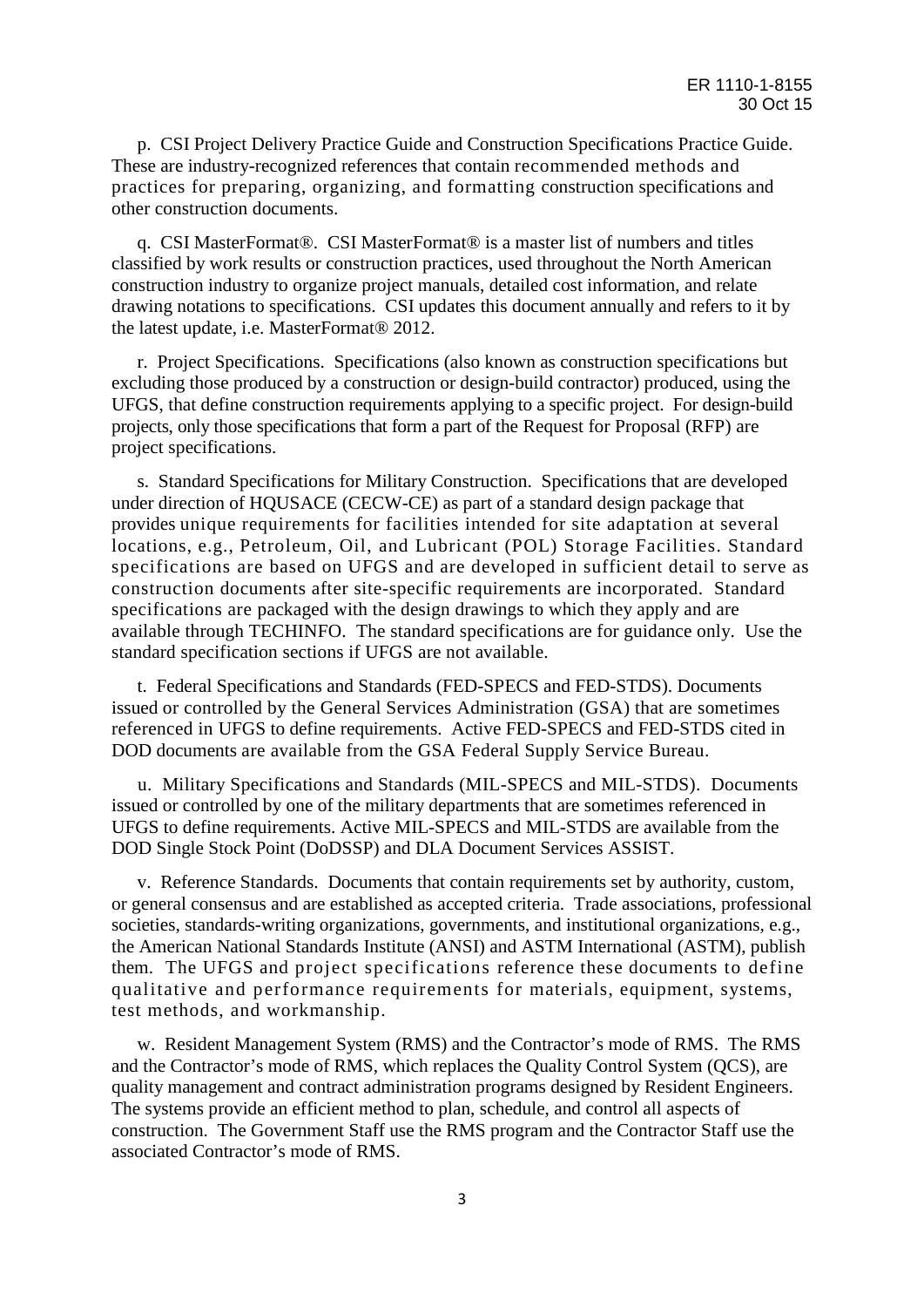p. CSI Project Delivery Practice Guide and Construction Specifications Practice Guide. These are industry-recognized references that contain recommended methods and practices for preparing, organizing, and formatting construction specifications and other construction documents.

q. CSI MasterFormat®. CSI MasterFormat® is a master list of numbers and titles classified by work results or construction practices, used throughout the North American construction industry to organize project manuals, detailed cost information, and relate drawing notations to specifications. CSI updates this document annually and refers to it by the latest update, i.e. MasterFormat® 2012.

r. Project Specifications. Specifications (also known as construction specifications but excluding those produced by a construction or design-build contractor) produced, using the UFGS, that define construction requirements applying to a specific project. For design-build projects, only those specifications that form a part of the Request for Proposal (RFP) are project specifications.

s. Standard Specifications for Military Construction. Specifications that are developed under direction of HQUSACE (CECW-CE) as part of a standard design package that provides unique requirements for facilities intended for site adaptation at several locations, e.g., Petroleum, Oil, and Lubricant (POL) Storage Facilities. Standard specifications are based on UFGS and are developed in sufficient detail to serve as construction documents after site-specific requirements are incorporated. Standard specifications are packaged with the design drawings to which they apply and are available through TECHINFO. The standard specifications are for guidance only. Use the standard specification sections if UFGS are not available.

t. Federal Specifications and Standards (FED-SPECS and FED-STDS). Documents issued or controlled by the General Services Administration (GSA) that are sometimes referenced in UFGS to define requirements. Active FED-SPECS and FED-STDS cited in DOD documents are available from the GSA Federal Supply Service Bureau.

u. Military Specifications and Standards (MIL-SPECS and MIL-STDS). Documents issued or controlled by one of the military departments that are sometimes referenced in UFGS to define requirements. Active MIL-SPECS and MIL-STDS are available from the DOD Single Stock Point (DoDSSP) and DLA Document Services ASSIST.

v. Reference Standards. Documents that contain requirements set by authority, custom, or general consensus and are established as accepted criteria. Trade associations, professional societies, standards-writing organizations, governments, and institutional organizations, e.g., the American National Standards Institute (ANSI) and ASTM International (ASTM), publish them. The UFGS and project specifications reference these documents to define qualitative and performance requirements for materials, equipment, systems, test methods, and workmanship.

w. Resident Management System (RMS) and the Contractor's mode of RMS. The RMS and the Contractor's mode of RMS, which replaces the Quality Control System (QCS), are quality management and contract administration programs designed by Resident Engineers. The systems provide an efficient method to plan, schedule, and control all aspects of construction. The Government Staff use the RMS program and the Contractor Staff use the associated Contractor's mode of RMS.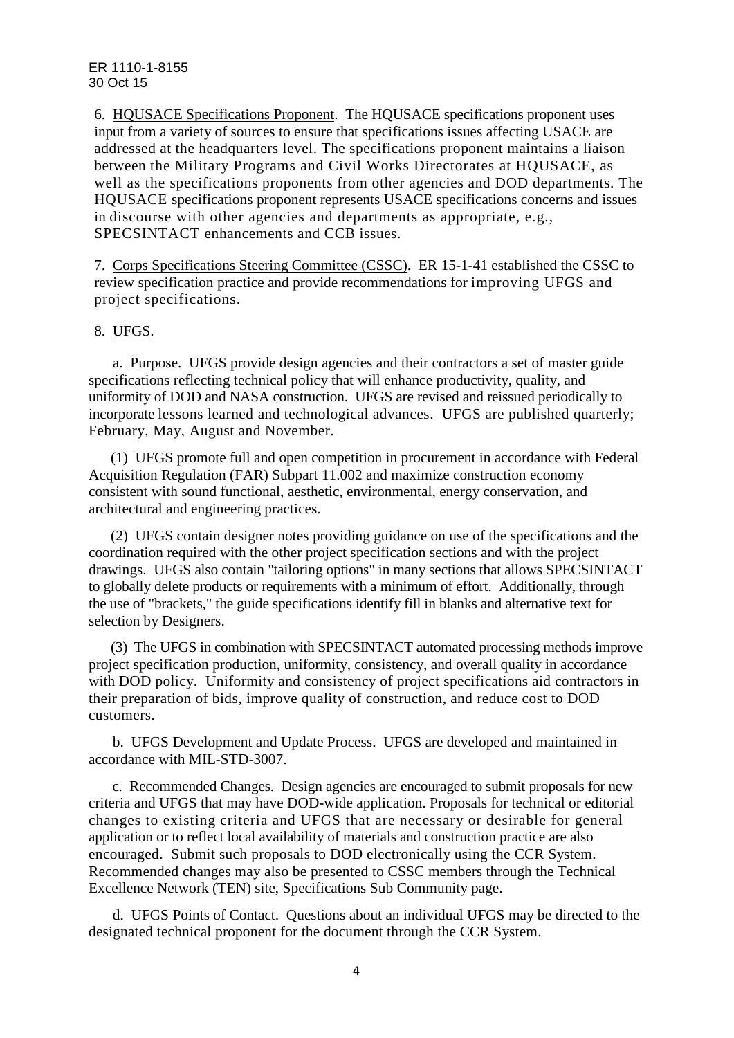6. HQUSACE Specifications Proponent. The HQUSACE specifications proponent uses input from a variety of sources to ensure that specifications issues affecting USACE are addressed at the headquarters level. The specifications proponent maintains a liaison between the Military Programs and Civil Works Directorates at HQUSACE, as well as the specifications proponents from other agencies and DOD departments. The HQUSACE specifications proponent represents USACE specifications concerns and issues in discourse with other agencies and departments as appropriate, e.g., SPECSINTACT enhancements and CCB issues.

7. Corps Specifications Steering Committee (CSSC). ER 15-1-41 established the CSSC to review specification practice and provide recommendations for improving UFGS and project specifications.

8. UFGS.

a. Purpose. UFGS provide design agencies and their contractors a set of master guide specifications reflecting technical policy that will enhance productivity, quality, and uniformity of DOD and NASA construction. UFGS are revised and reissued periodically to incorporate lessons learned and technological advances. UFGS are published quarterly; February, May, August and November.

(1) UFGS promote full and open competition in procurement in accordance with Federal Acquisition Regulation (FAR) Subpart 11.002 and maximize construction economy consistent with sound functional, aesthetic, environmental, energy conservation, and architectural and engineering practices.

(2) UFGS contain designer notes providing guidance on use of the specifications and the coordination required with the other project specification sections and with the project drawings. UFGS also contain "tailoring options" in many sections that allows SPECSINTACT to globally delete products or requirements with a minimum of effort. Additionally, through the use of "brackets," the guide specifications identify fill in blanks and alternative text for selection by Designers.

(3) The UFGS in combination with SPECSINTACT automated processing methods improve project specification production, uniformity, consistency, and overall quality in accordance with DOD policy. Uniformity and consistency of project specifications aid contractors in their preparation of bids, improve quality of construction, and reduce cost to DOD customers.

b. UFGS Development and Update Process. UFGS are developed and maintained in accordance with MIL-STD-3007.

c. Recommended Changes. Design agencies are encouraged to submit proposals for new criteria and UFGS that may have DOD-wide application. Proposals for technical or editorial changes to existing criteria and UFGS that are necessary or desirable for general application or to reflect local availability of materials and construction practice are also encouraged. Submit such proposals to DOD electronically using the CCR System. Recommended changes may also be presented to CSSC members through the Technical Excellence Network (TEN) site, Specifications Sub Community page.

d. UFGS Points of Contact. Questions about an individual UFGS may be directed to the designated technical proponent for the document through the CCR System.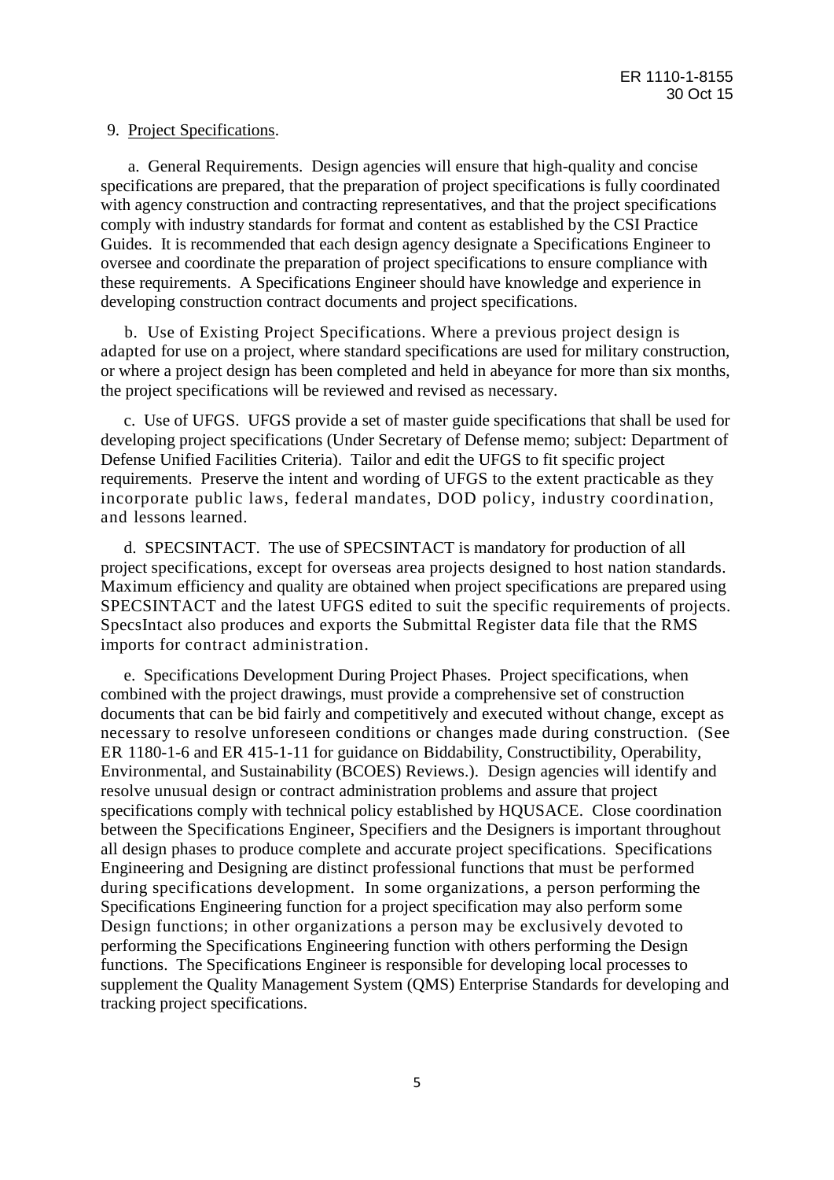9. Project Specifications.

a. General Requirements. Design agencies will ensure that high-quality and concise specifications are prepared, that the preparation of project specifications is fully coordinated with agency construction and contracting representatives, and that the project specifications comply with industry standards for format and content as established by the CSI Practice Guides. It is recommended that each design agency designate a Specifications Engineer to oversee and coordinate the preparation of project specifications to ensure compliance with these requirements. A Specifications Engineer should have knowledge and experience in developing construction contract documents and project specifications.

b. Use of Existing Project Specifications. Where a previous project design is adapted for use on a project, where standard specifications are used for military construction, or where a project design has been completed and held in abeyance for more than six months, the project specifications will be reviewed and revised as necessary.

c. Use of UFGS. UFGS provide a set of master guide specifications that shall be used for developing project specifications (Under Secretary of Defense memo; subject: Department of Defense Unified Facilities Criteria). Tailor and edit the UFGS to fit specific project requirements. Preserve the intent and wording of UFGS to the extent practicable as they incorporate public laws, federal mandates, DOD policy, industry coordination, and lessons learned.

d. SPECSINTACT. The use of SPECSINTACT is mandatory for production of all project specifications, except for overseas area projects designed to host nation standards. Maximum efficiency and quality are obtained when project specifications are prepared using SPECSINTACT and the latest UFGS edited to suit the specific requirements of projects. SpecsIntact also produces and exports the Submittal Register data file that the RMS imports for contract administration.

e. Specifications Development During Project Phases. Project specifications, when combined with the project drawings, must provide a comprehensive set of construction documents that can be bid fairly and competitively and executed without change, except as necessary to resolve unforeseen conditions or changes made during construction. (See ER 1180-1-6 and ER 415-1-11 for guidance on Biddability, Constructibility, Operability, Environmental, and Sustainability (BCOES) Reviews.). Design agencies will identify and resolve unusual design or contract administration problems and assure that project specifications comply with technical policy established by HQUSACE. Close coordination between the Specifications Engineer, Specifiers and the Designers is important throughout all design phases to produce complete and accurate project specifications. Specifications Engineering and Designing are distinct professional functions that must be performed during specifications development. In some organizations, a person performing the Specifications Engineering function for a project specification may also perform some Design functions; in other organizations a person may be exclusively devoted to performing the Specifications Engineering function with others performing the Design functions. The Specifications Engineer is responsible for developing local processes to supplement the Quality Management System (QMS) Enterprise Standards for developing and tracking project specifications.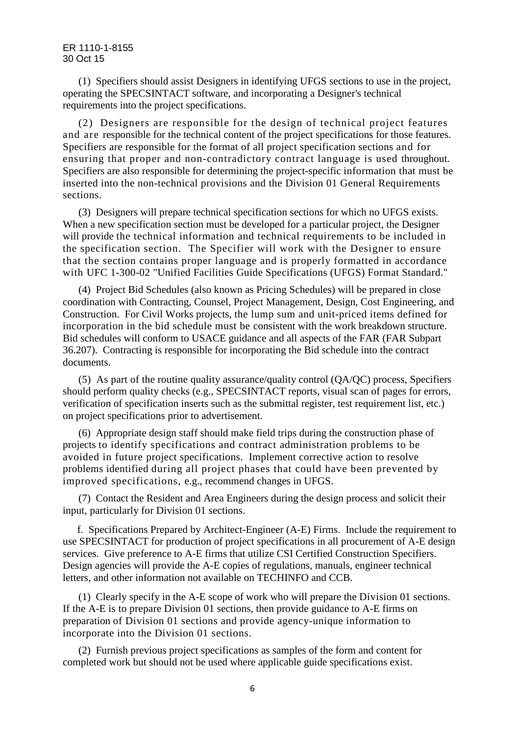(1) Specifiers should assist Designers in identifying UFGS sections to use in the project, operating the SPECSINTACT software, and incorporating a Designer's technical requirements into the project specifications.

(2) Designers are responsible for the design of technical project features and are responsible for the technical content of the project specifications for those features. Specifiers are responsible for the format of all project specification sections and for ensuring that proper and non-contradictory contract language is used throughout. Specifiers are also responsible for determining the project-specific information that must be inserted into the non-technical provisions and the Division 01 General Requirements sections.

(3) Designers will prepare technical specification sections for which no UFGS exists. When a new specification section must be developed for a particular project, the Designer will provide the technical information and technical requirements to be included in the specification section. The Specifier will work with the Designer to ensure that the section contains proper language and is properly formatted in accordance with UFC 1-300-02 "Unified Facilities Guide Specifications (UFGS) Format Standard."

(4) Project Bid Schedules (also known as Pricing Schedules) will be prepared in close coordination with Contracting, Counsel, Project Management, Design, Cost Engineering, and Construction. For Civil Works projects, the lump sum and unit-priced items defined for incorporation in the bid schedule must be consistent with the work breakdown structure. Bid schedules will conform to USACE guidance and all aspects of the FAR (FAR Subpart 36.207). Contracting is responsible for incorporating the Bid schedule into the contract documents.

(5) As part of the routine quality assurance/quality control (QA/QC) process, Specifiers should perform quality checks (e.g., SPECSINTACT reports, visual scan of pages for errors, verification of specification inserts such as the submittal register, test requirement list, etc.) on project specifications prior to advertisement.

(6) Appropriate design staff should make field trips during the construction phase of projects to identify specifications and contract administration problems to be avoided in future project specifications. Implement corrective action to resolve problems identified during all project phases that could have been prevented by improved specifications, e.g., recommend changes in UFGS.

(7) Contact the Resident and Area Engineers during the design process and solicit their input, particularly for Division 01 sections.

f. Specifications Prepared by Architect-Engineer (A-E) Firms. Include the requirement to use SPECSINTACT for production of project specifications in all procurement of A-E design services. Give preference to A-E firms that utilize CSI Certified Construction Specifiers. Design agencies will provide the A-E copies of regulations, manuals, engineer technical letters, and other information not available on TECHINFO and CCB.

(1) Clearly specify in the A-E scope of work who will prepare the Division 01 sections. If the A-E is to prepare Division 01 sections, then provide guidance to A-E firms on preparation of Division 01 sections and provide agency-unique information to incorporate into the Division 01 sections.

(2) Furnish previous project specifications as samples of the form and content for completed work but should not be used where applicable guide specifications exist.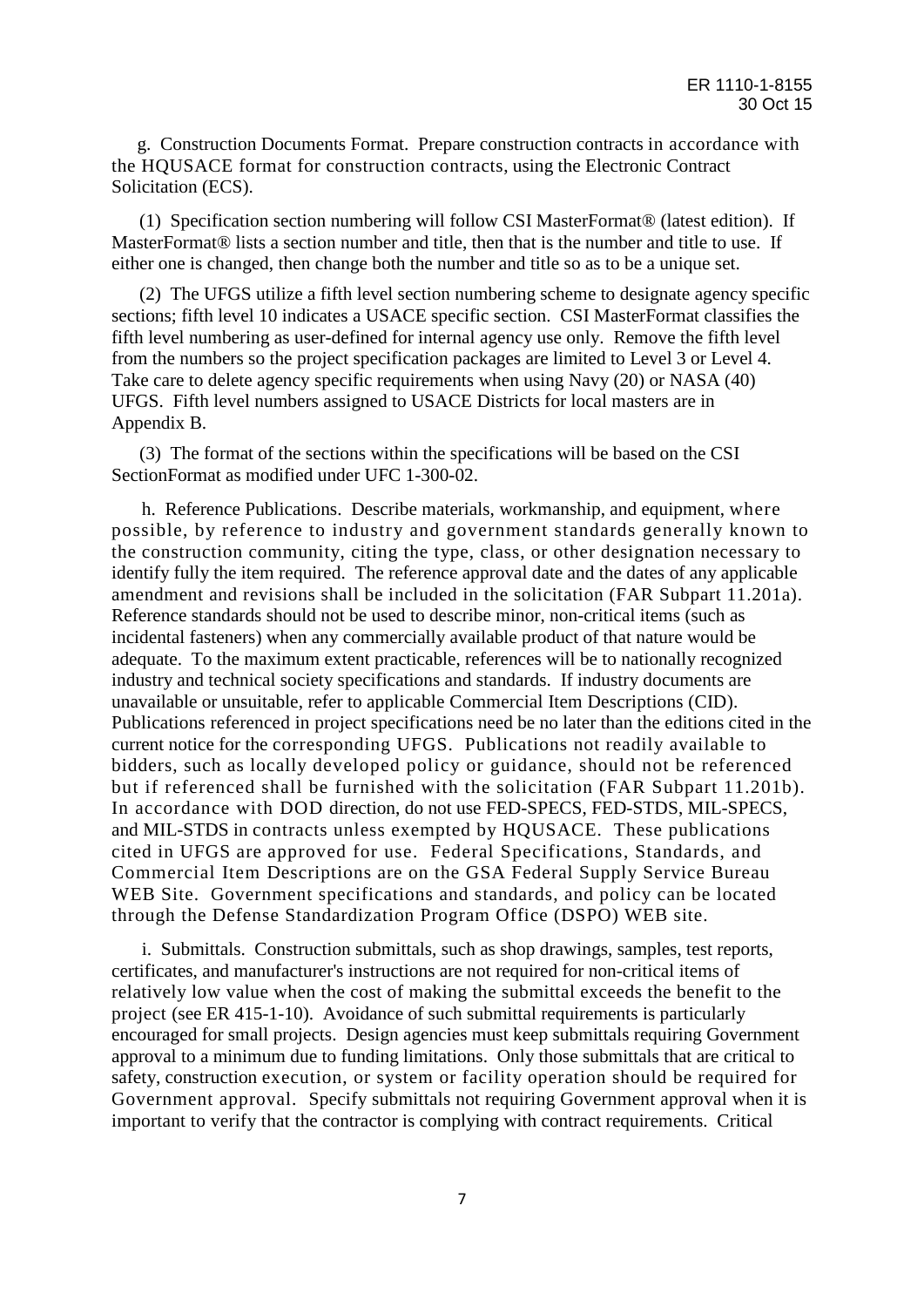g. Construction Documents Format. Prepare construction contracts in accordance with the HQUSACE format for construction contracts, using the Electronic Contract Solicitation (ECS).

(1) Specification section numbering will follow CSI MasterFormat® (latest edition). If MasterFormat® lists a section number and title, then that is the number and title to use. If either one is changed, then change both the number and title so as to be a unique set.

(2) The UFGS utilize a fifth level section numbering scheme to designate agency specific sections; fifth level 10 indicates a USACE specific section. CSI MasterFormat classifies the fifth level numbering as user-defined for internal agency use only. Remove the fifth level from the numbers so the project specification packages are limited to Level 3 or Level 4. Take care to delete agency specific requirements when using Navy (20) or NASA (40) UFGS. Fifth level numbers assigned to USACE Districts for local masters are in Appendix B.

(3) The format of the sections within the specifications will be based on the CSI SectionFormat as modified under UFC 1-300-02.

h. Reference Publications. Describe materials, workmanship, and equipment, where possible, by reference to industry and government standards generally known to the construction community, citing the type, class, or other designation necessary to identify fully the item required. The reference approval date and the dates of any applicable amendment and revisions shall be included in the solicitation (FAR Subpart 11.201a). Reference standards should not be used to describe minor, non-critical items (such as incidental fasteners) when any commercially available product of that nature would be adequate. To the maximum extent practicable, references will be to nationally recognized industry and technical society specifications and standards. If industry documents are unavailable or unsuitable, refer to applicable Commercial Item Descriptions (CID). Publications referenced in project specifications need be no later than the editions cited in the current notice for the corresponding UFGS. Publications not readily available to bidders, such as locally developed policy or guidance, should not be referenced but if referenced shall be furnished with the solicitation (FAR Subpart 11.201b). In accordance with DOD direction, do not use FED-SPECS, FED-STDS, MIL-SPECS, and MIL-STDS in contracts unless exempted by HQUSACE. These publications cited in UFGS are approved for use. Federal Specifications, Standards, and Commercial Item Descriptions are on the GSA Federal Supply Service Bureau WEB Site. Government specifications and standards, and policy can be located through the Defense Standardization Program Office (DSPO) WEB site.

i. Submittals. Construction submittals, such as shop drawings, samples, test reports, certificates, and manufacturer's instructions are not required for non-critical items of relatively low value when the cost of making the submittal exceeds the benefit to the project (see ER 415-1-10). Avoidance of such submittal requirements is particularly encouraged for small projects. Design agencies must keep submittals requiring Government approval to a minimum due to funding limitations. Only those submittals that are critical to safety, construction execution, or system or facility operation should be required for Government approval. Specify submittals not requiring Government approval when it is important to verify that the contractor is complying with contract requirements. Critical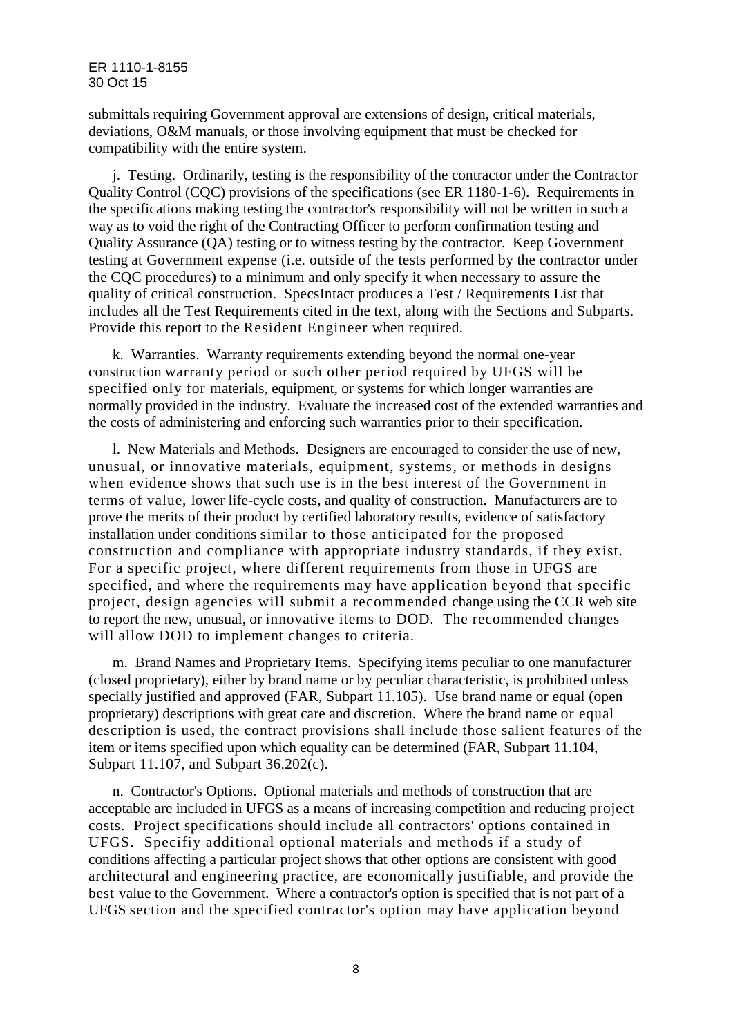submittals requiring Government approval are extensions of design, critical materials, deviations, O&M manuals, or those involving equipment that must be checked for compatibility with the entire system.

j. Testing. Ordinarily, testing is the responsibility of the contractor under the Contractor Quality Control (CQC) provisions of the specifications (see ER 1180-1-6). Requirements in the specifications making testing the contractor's responsibility will not be written in such a way as to void the right of the Contracting Officer to perform confirmation testing and Quality Assurance (QA) testing or to witness testing by the contractor. Keep Government testing at Government expense (i.e. outside of the tests performed by the contractor under the CQC procedures) to a minimum and only specify it when necessary to assure the quality of critical construction. SpecsIntact produces a Test / Requirements List that includes all the Test Requirements cited in the text, along with the Sections and Subparts. Provide this report to the Resident Engineer when required.

k. Warranties. Warranty requirements extending beyond the normal one-year construction warranty period or such other period required by UFGS will be specified only for materials, equipment, or systems for which longer warranties are normally provided in the industry. Evaluate the increased cost of the extended warranties and the costs of administering and enforcing such warranties prior to their specification.

l. New Materials and Methods. Designers are encouraged to consider the use of new, unusual, or innovative materials, equipment, systems, or methods in designs when evidence shows that such use is in the best interest of the Government in terms of value, lower life-cycle costs, and quality of construction. Manufacturers are to prove the merits of their product by certified laboratory results, evidence of satisfactory installation under conditions similar to those anticipated for the proposed construction and compliance with appropriate industry standards, if they exist. For a specific project, where different requirements from those in UFGS are specified, and where the requirements may have application beyond that specific project, design agencies will submit a recommended change using the CCR web site to report the new, unusual, or innovative items to DOD. The recommended changes will allow DOD to implement changes to criteria.

m. Brand Names and Proprietary Items. Specifying items peculiar to one manufacturer (closed proprietary), either by brand name or by peculiar characteristic, is prohibited unless specially justified and approved (FAR, Subpart 11.105). Use brand name or equal (open proprietary) descriptions with great care and discretion. Where the brand name or equal description is used, the contract provisions shall include those salient features of the item or items specified upon which equality can be determined (FAR, Subpart 11.104, Subpart 11.107, and Subpart 36.202(c).

n. Contractor's Options. Optional materials and methods of construction that are acceptable are included in UFGS as a means of increasing competition and reducing project costs. Project specifications should include all contractors' options contained in UFGS. Specifiy additional optional materials and methods if a study of conditions affecting a particular project shows that other options are consistent with good architectural and engineering practice, are economically justifiable, and provide the best value to the Government. Where a contractor's option is specified that is not part of a UFGS section and the specified contractor's option may have application beyond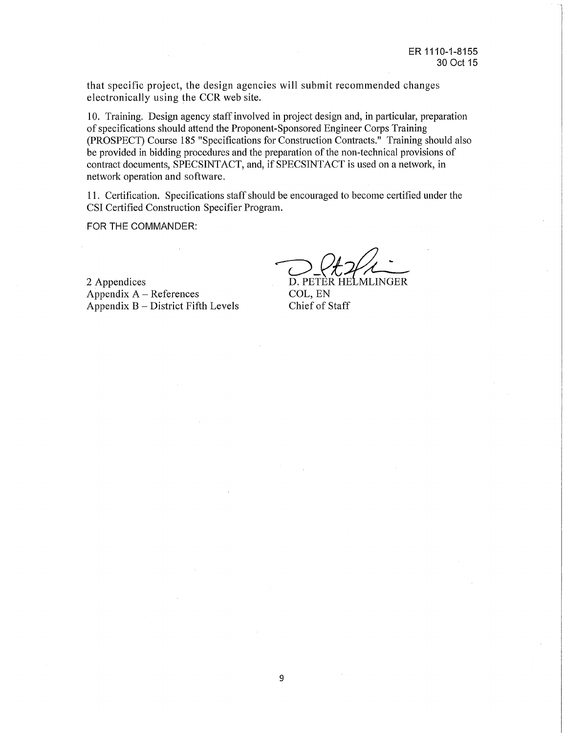that specific project, the design agencies will submit recommended changes electronically using the CCR web site.

10. Training. Design agency staff involved in project design and, in particular, preparation of specifications should attend the Proponent-Sponsored Engineer Corps Training (PROSPECT) Course 185 "Specifications for Construction Contracts." Training should also be provided in bidding procedures and the preparation of the non-technical provisions of contract documents, SPECSINTACT, and, if SPECSINTACT is used on a network, in network operation and software.

11. Certification. Specifications staff should be encouraged to become certified under the CSI Certified Construction Specifier Program.

FOR THE COMMANDER:

2 Appendices
Appendix A – References
Appendix B – District Fifth Levels

D. PETER HELMLINGER
COL, EN
Chief of Staff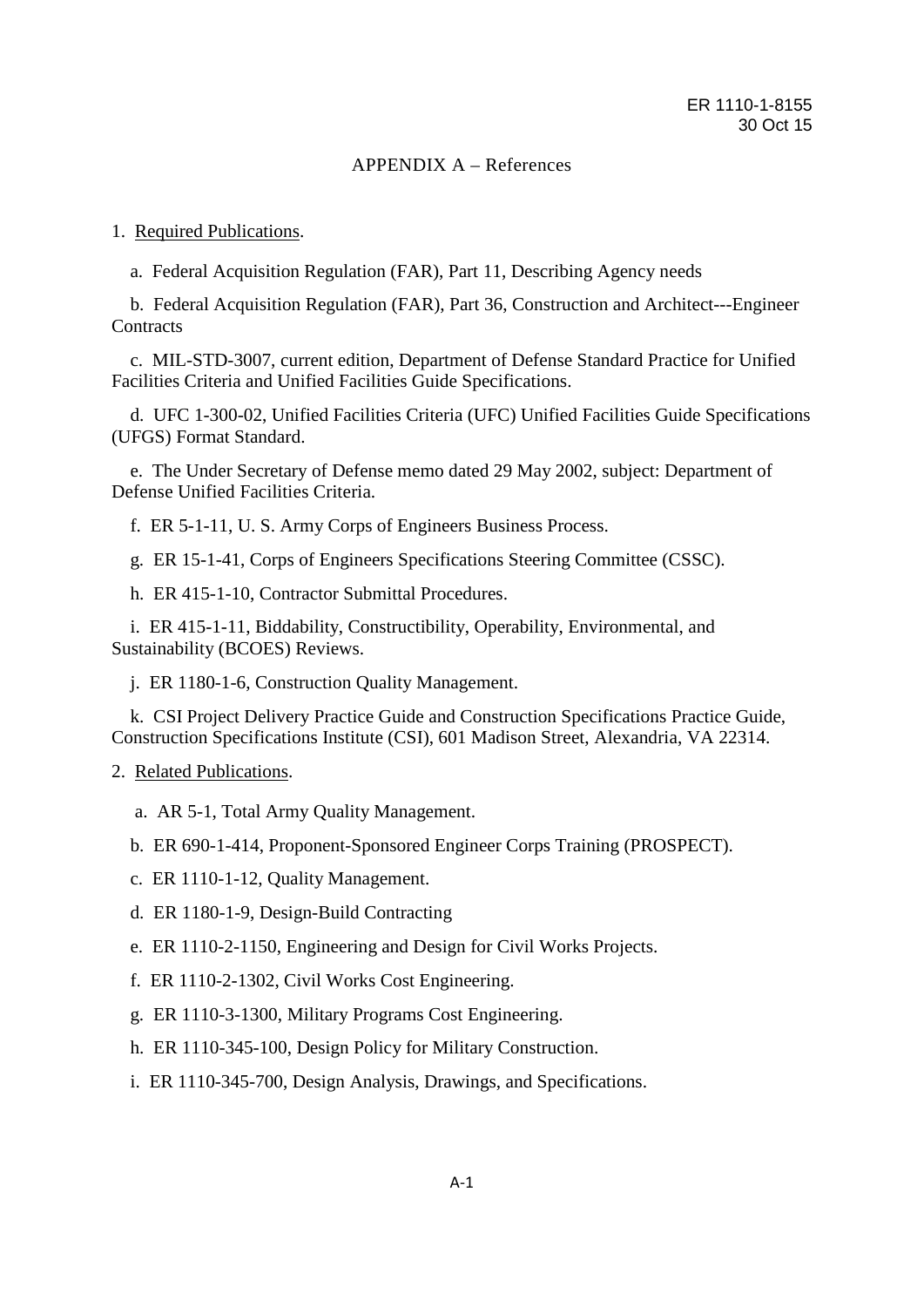# APPENDIX A – References

1. Required Publications.

a. Federal Acquisition Regulation (FAR), Part 11, Describing Agency needs

b. Federal Acquisition Regulation (FAR), Part 36, Construction and Architect---Engineer Contracts

c. MIL-STD-3007, current edition, Department of Defense Standard Practice for Unified Facilities Criteria and Unified Facilities Guide Specifications.

d. UFC 1-300-02, Unified Facilities Criteria (UFC) Unified Facilities Guide Specifications (UFGS) Format Standard.

e. The Under Secretary of Defense memo dated 29 May 2002, subject: Department of Defense Unified Facilities Criteria.

f. ER 5-1-11, U. S. Army Corps of Engineers Business Process.

g. ER 15-1-41, Corps of Engineers Specifications Steering Committee (CSSC).

h. ER 415-1-10, Contractor Submittal Procedures.

i. ER 415-1-11, Biddability, Constructibility, Operability, Environmental, and Sustainability (BCOES) Reviews.

j. ER 1180-1-6, Construction Quality Management.

k. CSI Project Delivery Practice Guide and Construction Specifications Practice Guide, Construction Specifications Institute (CSI), 601 Madison Street, Alexandria, VA 22314.

2. Related Publications.

a. AR 5-1, Total Army Quality Management.

b. ER 690-1-414, Proponent-Sponsored Engineer Corps Training (PROSPECT).

c. ER 1110-1-12, Quality Management.

d. ER 1180-1-9, Design-Build Contracting

e. ER 1110-2-1150, Engineering and Design for Civil Works Projects.

f. ER 1110-2-1302, Civil Works Cost Engineering.

g. ER 1110-3-1300, Military Programs Cost Engineering.

h. ER 1110-345-100, Design Policy for Military Construction.

i. ER 1110-345-700, Design Analysis, Drawings, and Specifications.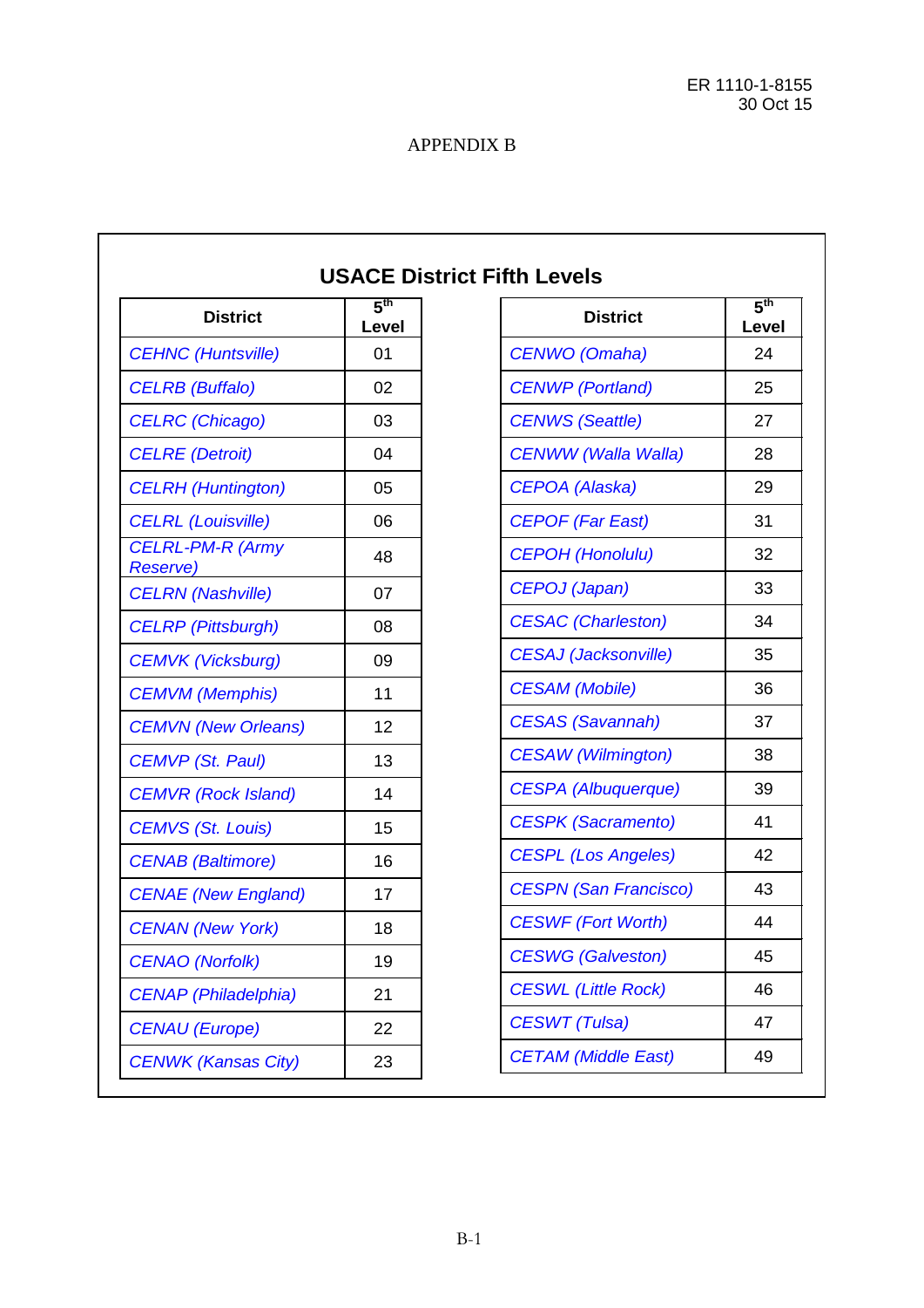APPENDIX B

## USACE District Fifth Levels

| District | 5th Level |
|---|---|
| *CEHNC (Huntsville)* | 01 |
| *CELRB (Buffalo)* | 02 |
| *CELRC (Chicago)* | 03 |
| *CELRE (Detroit)* | 04 |
| *CELRH (Huntington)* | 05 |
| *CELRL (Louisville)* | 06 |
| *CELRL-PM-R (Army Reserve)* | 48 |
| *CELRN (Nashville)* | 07 |
| *CELRP (Pittsburgh)* | 08 |
| *CEMVK (Vicksburg)* | 09 |
| *CEMVM (Memphis)* | 11 |
| *CEMVN (New Orleans)* | 12 |
| *CEMVP (St. Paul)* | 13 |
| *CEMVR (Rock Island)* | 14 |
| *CEMVS (St. Louis)* | 15 |
| *CENAB (Baltimore)* | 16 |
| *CENAE (New England)* | 17 |
| *CENAN (New York)* | 18 |
| *CENAO (Norfolk)* | 19 |
| *CENAP (Philadelphia)* | 21 |
| *CENAU (Europe)* | 22 |
| *CENWK (Kansas City)* | 23 |

| District | 5th Level |
|---|---|
| *CENWO (Omaha)* | 24 |
| *CENWP (Portland)* | 25 |
| *CENWS (Seattle)* | 27 |
| *CENWW (Walla Walla)* | 28 |
| *CEPOA (Alaska)* | 29 |
| *CEPOF (Far East)* | 31 |
| *CEPOH (Honolulu)* | 32 |
| *CEPOJ (Japan)* | 33 |
| *CESAC (Charleston)* | 34 |
| *CESAJ (Jacksonville)* | 35 |
| *CESAM (Mobile)* | 36 |
| *CESAS (Savannah)* | 37 |
| *CESAW (Wilmington)* | 38 |
| *CESPA (Albuquerque)* | 39 |
| *CESPK (Sacramento)* | 41 |
| *CESPL (Los Angeles)* | 42 |
| *CESPN (San Francisco)* | 43 |
| *CESWF (Fort Worth)* | 44 |
| *CESWG (Galveston)* | 45 |
| *CESWL (Little Rock)* | 46 |
| *CESWT (Tulsa)* | 47 |
| *CETAM (Middle East)* | 49 |